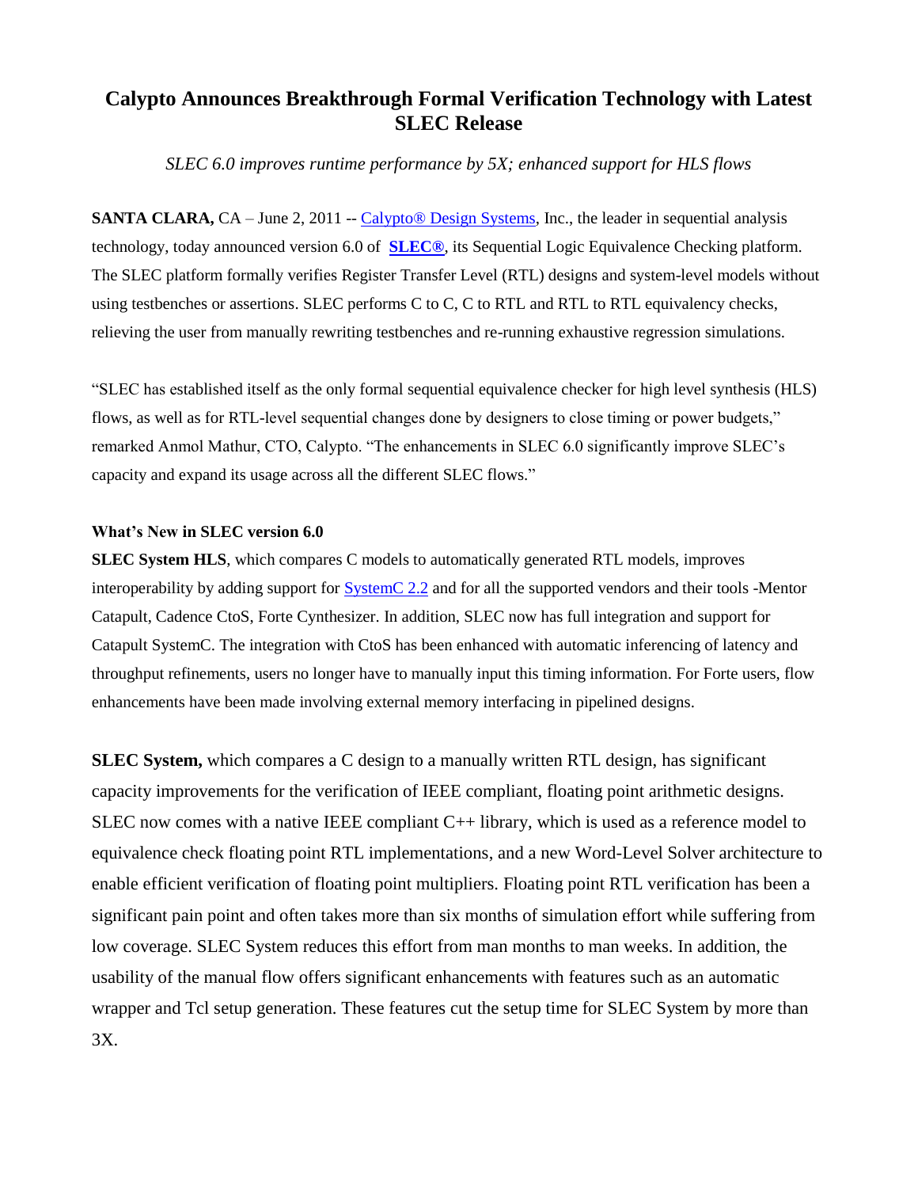# Calypto Announces Breakthrough Formal Verification Technology with Latest SLEC Release

*SLEC 6.0 improves runtime performance by 5X; enhanced support for HLS flows*

**SANTA CLARA,** CA – June 2, 2011 -- Calypto® Design Systems, Inc., the leader in sequential analysis technology, today announced version 6.0 of **SLEC®**, its Sequential Logic Equivalence Checking platform. The SLEC platform formally verifies Register Transfer Level (RTL) designs and system-level models without using testbenches or assertions. SLEC performs C to C, C to RTL and RTL to RTL equivalency checks, relieving the user from manually rewriting testbenches and re-running exhaustive regression simulations.

"SLEC has established itself as the only formal sequential equivalence checker for high level synthesis (HLS) flows, as well as for RTL-level sequential changes done by designers to close timing or power budgets," remarked Anmol Mathur, CTO, Calypto. "The enhancements in SLEC 6.0 significantly improve SLEC's capacity and expand its usage across all the different SLEC flows."

**What's New in SLEC version 6.0**

**SLEC System HLS**, which compares C models to automatically generated RTL models, improves interoperability by adding support for SystemC 2.2 and for all the supported vendors and their tools -Mentor Catapult, Cadence CtoS, Forte Cynthesizer. In addition, SLEC now has full integration and support for Catapult SystemC. The integration with CtoS has been enhanced with automatic inferencing of latency and throughput refinements, users no longer have to manually input this timing information. For Forte users, flow enhancements have been made involving external memory interfacing in pipelined designs.

**SLEC System,** which compares a C design to a manually written RTL design, has significant capacity improvements for the verification of IEEE compliant, floating point arithmetic designs. SLEC now comes with a native IEEE compliant C++ library, which is used as a reference model to equivalence check floating point RTL implementations, and a new Word-Level Solver architecture to enable efficient verification of floating point multipliers. Floating point RTL verification has been a significant pain point and often takes more than six months of simulation effort while suffering from low coverage. SLEC System reduces this effort from man months to man weeks. In addition, the usability of the manual flow offers significant enhancements with features such as an automatic wrapper and Tcl setup generation. These features cut the setup time for SLEC System by more than 3X.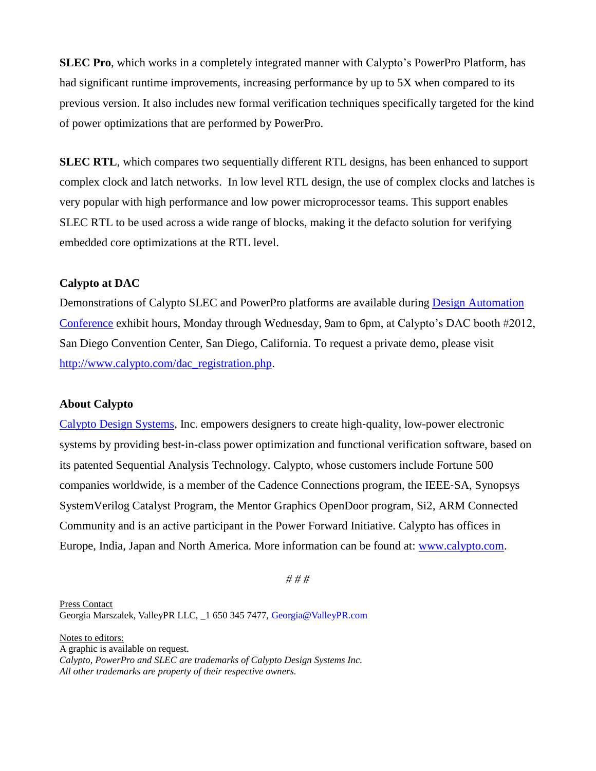**SLEC Pro**, which works in a completely integrated manner with Calypto's PowerPro Platform, has had significant runtime improvements, increasing performance by up to 5X when compared to its previous version. It also includes new formal verification techniques specifically targeted for the kind of power optimizations that are performed by PowerPro.

**SLEC RTL**, which compares two sequentially different RTL designs, has been enhanced to support complex clock and latch networks. In low level RTL design, the use of complex clocks and latches is very popular with high performance and low power microprocessor teams. This support enables SLEC RTL to be used across a wide range of blocks, making it the defacto solution for verifying embedded core optimizations at the RTL level.

**Calypto at DAC**

Demonstrations of Calypto SLEC and PowerPro platforms are available during Design Automation Conference exhibit hours, Monday through Wednesday, 9am to 6pm, at Calypto's DAC booth #2012, San Diego Convention Center, San Diego, California. To request a private demo, please visit http://www.calypto.com/dac_registration.php.

**About Calypto**

Calypto Design Systems, Inc. empowers designers to create high-quality, low-power electronic systems by providing best-in-class power optimization and functional verification software, based on its patented Sequential Analysis Technology. Calypto, whose customers include Fortune 500 companies worldwide, is a member of the Cadence Connections program, the IEEE-SA, Synopsys SystemVerilog Catalyst Program, the Mentor Graphics OpenDoor program, Si2, ARM Connected Community and is an active participant in the Power Forward Initiative. Calypto has offices in Europe, India, Japan and North America. More information can be found at: www.calypto.com.

# # #

Press Contact
Georgia Marszalek, ValleyPR LLC, _1 650 345 7477, Georgia@ValleyPR.com

Notes to editors:
A graphic is available on request.
*Calypto, PowerPro and SLEC are trademarks of Calypto Design Systems Inc.*
*All other trademarks are property of their respective owners.*